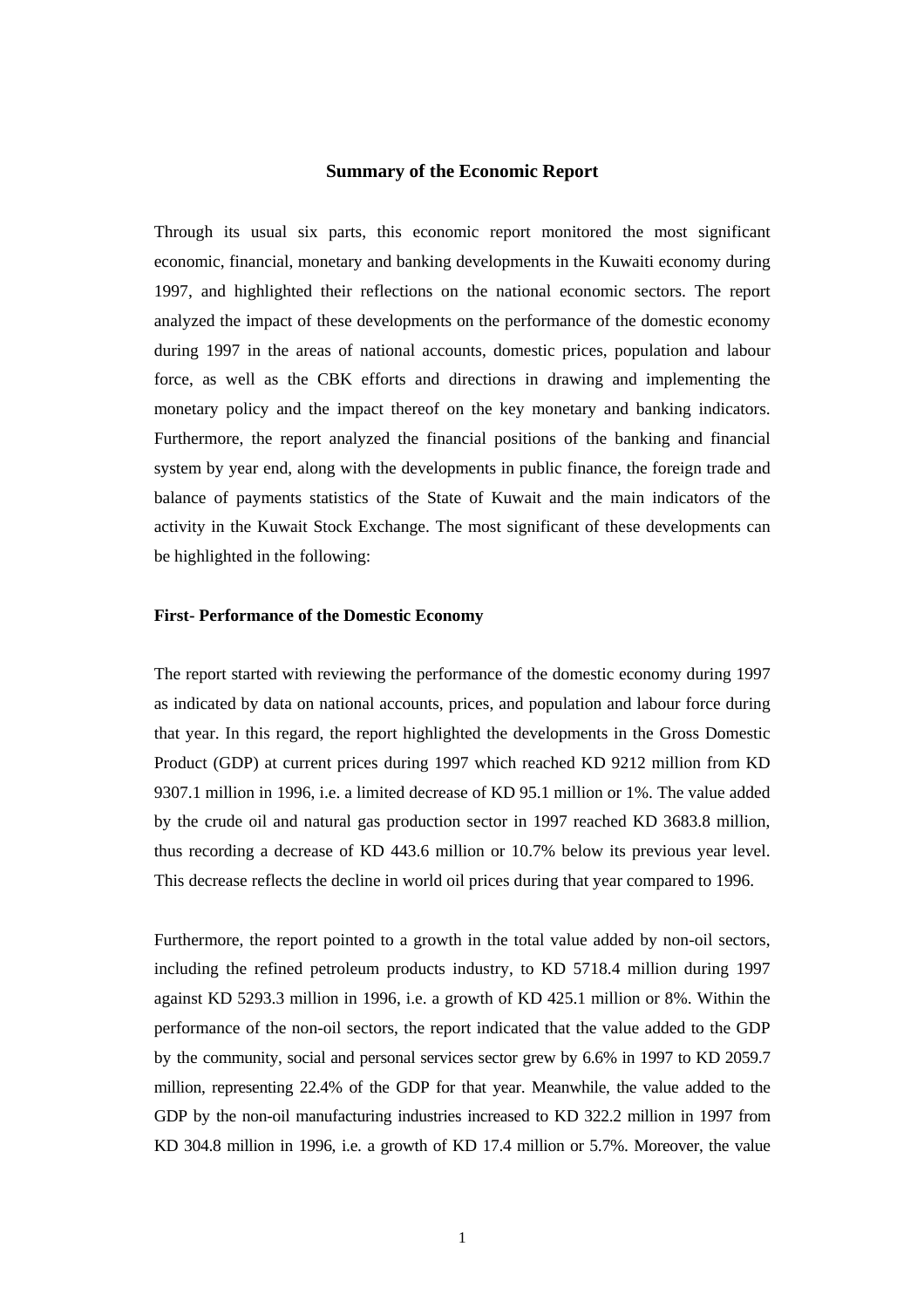# Summary of the Economic Report

Through its usual six parts, this economic report monitored the most significant economic, financial, monetary and banking developments in the Kuwaiti economy during 1997, and highlighted their reflections on the national economic sectors. The report analyzed the impact of these developments on the performance of the domestic economy during 1997 in the areas of national accounts, domestic prices, population and labour force, as well as the CBK efforts and directions in drawing and implementing the monetary policy and the impact thereof on the key monetary and banking indicators. Furthermore, the report analyzed the financial positions of the banking and financial system by year end, along with the developments in public finance, the foreign trade and balance of payments statistics of the State of Kuwait and the main indicators of the activity in the Kuwait Stock Exchange. The most significant of these developments can be highlighted in the following:

## First- Performance of the Domestic Economy

The report started with reviewing the performance of the domestic economy during 1997 as indicated by data on national accounts, prices, and population and labour force during that year. In this regard, the report highlighted the developments in the Gross Domestic Product (GDP) at current prices during 1997 which reached KD 9212 million from KD 9307.1 million in 1996, i.e. a limited decrease of KD 95.1 million or 1%. The value added by the crude oil and natural gas production sector in 1997 reached KD 3683.8 million, thus recording a decrease of KD 443.6 million or 10.7% below its previous year level. This decrease reflects the decline in world oil prices during that year compared to 1996.

Furthermore, the report pointed to a growth in the total value added by non-oil sectors, including the refined petroleum products industry, to KD 5718.4 million during 1997 against KD 5293.3 million in 1996, i.e. a growth of KD 425.1 million or 8%. Within the performance of the non-oil sectors, the report indicated that the value added to the GDP by the community, social and personal services sector grew by 6.6% in 1997 to KD 2059.7 million, representing 22.4% of the GDP for that year. Meanwhile, the value added to the GDP by the non-oil manufacturing industries increased to KD 322.2 million in 1997 from KD 304.8 million in 1996, i.e. a growth of KD 17.4 million or 5.7%. Moreover, the value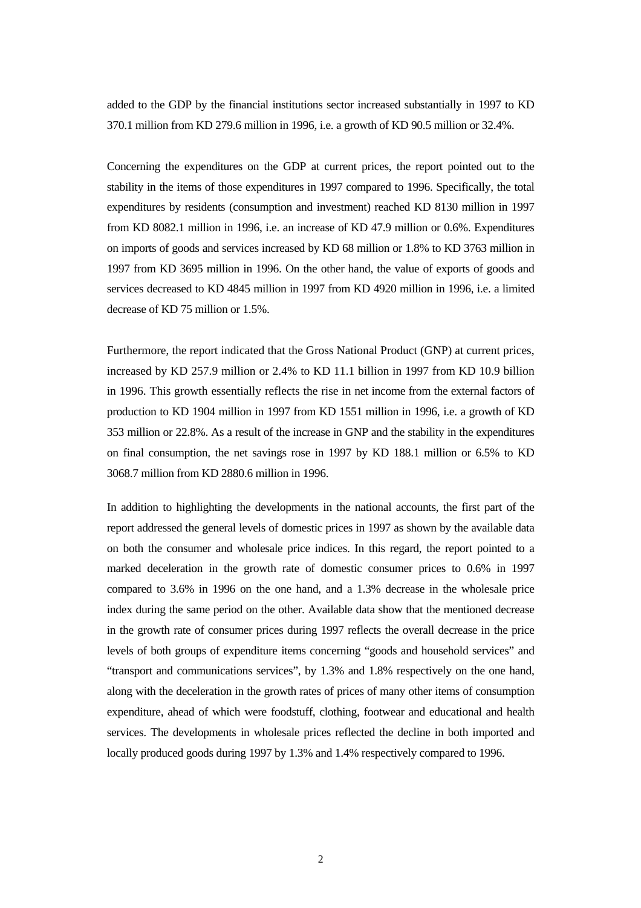added to the GDP by the financial institutions sector increased substantially in 1997 to KD 370.1 million from KD 279.6 million in 1996, i.e. a growth of KD 90.5 million or 32.4%.

Concerning the expenditures on the GDP at current prices, the report pointed out to the stability in the items of those expenditures in 1997 compared to 1996. Specifically, the total expenditures by residents (consumption and investment) reached KD 8130 million in 1997 from KD 8082.1 million in 1996, i.e. an increase of KD 47.9 million or 0.6%. Expenditures on imports of goods and services increased by KD 68 million or 1.8% to KD 3763 million in 1997 from KD 3695 million in 1996. On the other hand, the value of exports of goods and services decreased to KD 4845 million in 1997 from KD 4920 million in 1996, i.e. a limited decrease of KD 75 million or 1.5%.

Furthermore, the report indicated that the Gross National Product (GNP) at current prices, increased by KD 257.9 million or 2.4% to KD 11.1 billion in 1997 from KD 10.9 billion in 1996. This growth essentially reflects the rise in net income from the external factors of production to KD 1904 million in 1997 from KD 1551 million in 1996, i.e. a growth of KD 353 million or 22.8%. As a result of the increase in GNP and the stability in the expenditures on final consumption, the net savings rose in 1997 by KD 188.1 million or 6.5% to KD 3068.7 million from KD 2880.6 million in 1996.

In addition to highlighting the developments in the national accounts, the first part of the report addressed the general levels of domestic prices in 1997 as shown by the available data on both the consumer and wholesale price indices. In this regard, the report pointed to a marked deceleration in the growth rate of domestic consumer prices to 0.6% in 1997 compared to 3.6% in 1996 on the one hand, and a 1.3% decrease in the wholesale price index during the same period on the other. Available data show that the mentioned decrease in the growth rate of consumer prices during 1997 reflects the overall decrease in the price levels of both groups of expenditure items concerning “goods and household services” and “transport and communications services”, by 1.3% and 1.8% respectively on the one hand, along with the deceleration in the growth rates of prices of many other items of consumption expenditure, ahead of which were foodstuff, clothing, footwear and educational and health services. The developments in wholesale prices reflected the decline in both imported and locally produced goods during 1997 by 1.3% and 1.4% respectively compared to 1996.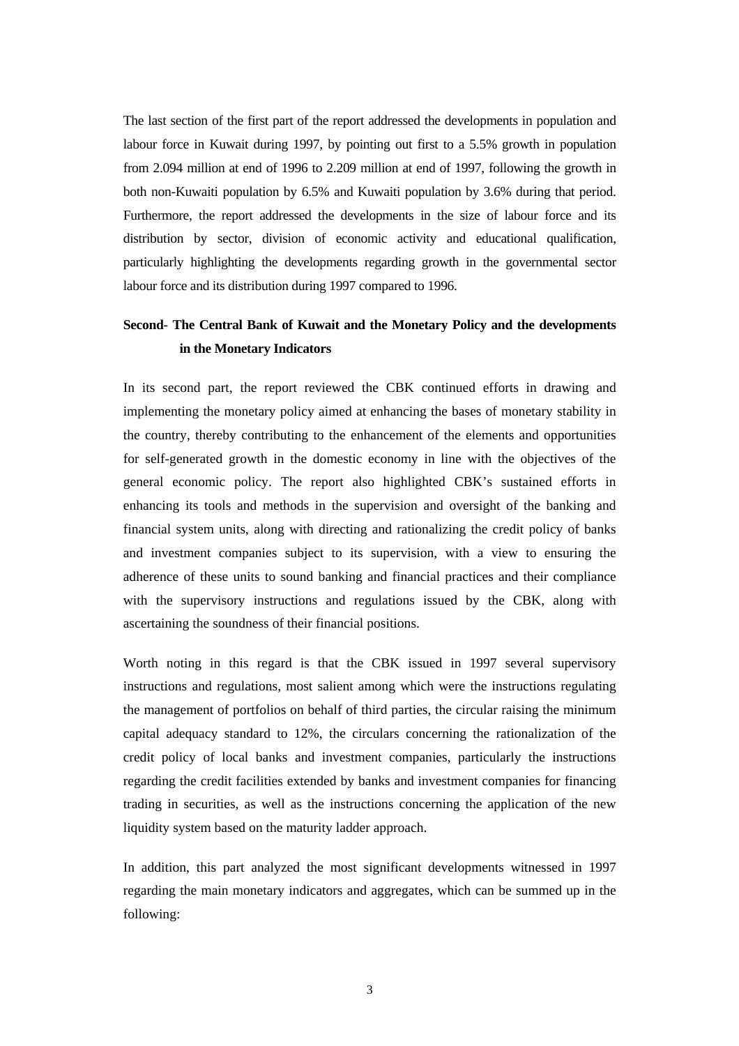The last section of the first part of the report addressed the developments in population and labour force in Kuwait during 1997, by pointing out first to a 5.5% growth in population from 2.094 million at end of 1996 to 2.209 million at end of 1997, following the growth in both non-Kuwaiti population by 6.5% and Kuwaiti population by 3.6% during that period. Furthermore, the report addressed the developments in the size of labour force and its distribution by sector, division of economic activity and educational qualification, particularly highlighting the developments regarding growth in the governmental sector labour force and its distribution during 1997 compared to 1996.

**Second- The Central Bank of Kuwait and the Monetary Policy and the developments in the Monetary Indicators**

In its second part, the report reviewed the CBK continued efforts in drawing and implementing the monetary policy aimed at enhancing the bases of monetary stability in the country, thereby contributing to the enhancement of the elements and opportunities for self-generated growth in the domestic economy in line with the objectives of the general economic policy. The report also highlighted CBK's sustained efforts in enhancing its tools and methods in the supervision and oversight of the banking and financial system units, along with directing and rationalizing the credit policy of banks and investment companies subject to its supervision, with a view to ensuring the adherence of these units to sound banking and financial practices and their compliance with the supervisory instructions and regulations issued by the CBK, along with ascertaining the soundness of their financial positions.

Worth noting in this regard is that the CBK issued in 1997 several supervisory instructions and regulations, most salient among which were the instructions regulating the management of portfolios on behalf of third parties, the circular raising the minimum capital adequacy standard to 12%, the circulars concerning the rationalization of the credit policy of local banks and investment companies, particularly the instructions regarding the credit facilities extended by banks and investment companies for financing trading in securities, as well as the instructions concerning the application of the new liquidity system based on the maturity ladder approach.

In addition, this part analyzed the most significant developments witnessed in 1997 regarding the main monetary indicators and aggregates, which can be summed up in the following: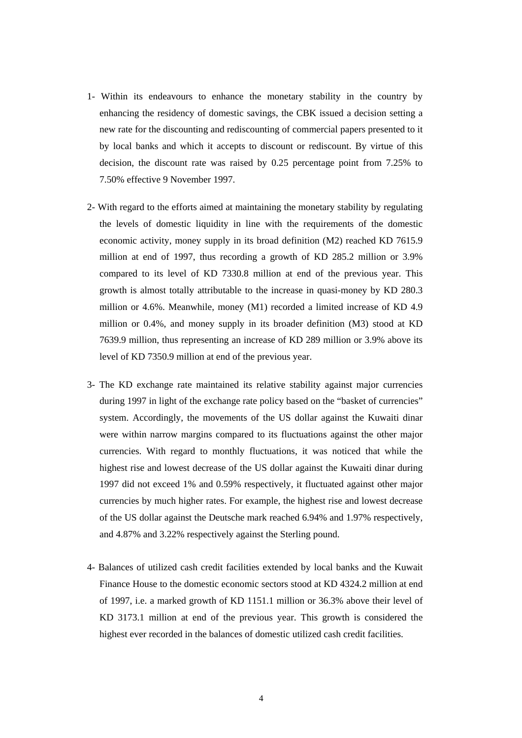1- Within its endeavours to enhance the monetary stability in the country by enhancing the residency of domestic savings, the CBK issued a decision setting a new rate for the discounting and rediscounting of commercial papers presented to it by local banks and which it accepts to discount or rediscount. By virtue of this decision, the discount rate was raised by 0.25 percentage point from 7.25% to 7.50% effective 9 November 1997.

2- With regard to the efforts aimed at maintaining the monetary stability by regulating the levels of domestic liquidity in line with the requirements of the domestic economic activity, money supply in its broad definition (M2) reached KD 7615.9 million at end of 1997, thus recording a growth of KD 285.2 million or 3.9% compared to its level of KD 7330.8 million at end of the previous year. This growth is almost totally attributable to the increase in quasi-money by KD 280.3 million or 4.6%. Meanwhile, money (M1) recorded a limited increase of KD 4.9 million or 0.4%, and money supply in its broader definition (M3) stood at KD 7639.9 million, thus representing an increase of KD 289 million or 3.9% above its level of KD 7350.9 million at end of the previous year.

3- The KD exchange rate maintained its relative stability against major currencies during 1997 in light of the exchange rate policy based on the "basket of currencies" system. Accordingly, the movements of the US dollar against the Kuwaiti dinar were within narrow margins compared to its fluctuations against the other major currencies. With regard to monthly fluctuations, it was noticed that while the highest rise and lowest decrease of the US dollar against the Kuwaiti dinar during 1997 did not exceed 1% and 0.59% respectively, it fluctuated against other major currencies by much higher rates. For example, the highest rise and lowest decrease of the US dollar against the Deutsche mark reached 6.94% and 1.97% respectively, and 4.87% and 3.22% respectively against the Sterling pound.

4- Balances of utilized cash credit facilities extended by local banks and the Kuwait Finance House to the domestic economic sectors stood at KD 4324.2 million at end of 1997, i.e. a marked growth of KD 1151.1 million or 36.3% above their level of KD 3173.1 million at end of the previous year. This growth is considered the highest ever recorded in the balances of domestic utilized cash credit facilities.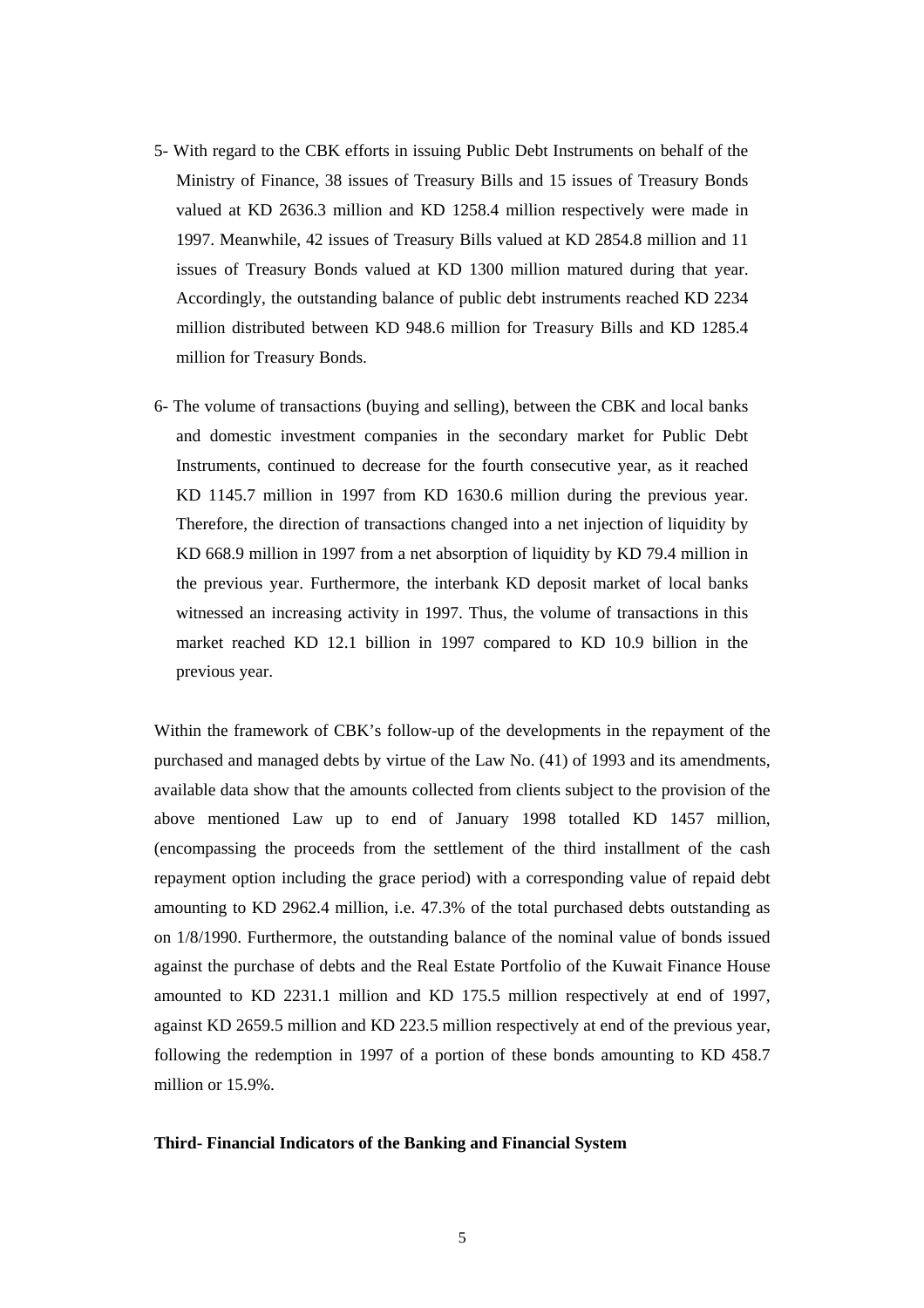5- With regard to the CBK efforts in issuing Public Debt Instruments on behalf of the Ministry of Finance, 38 issues of Treasury Bills and 15 issues of Treasury Bonds valued at KD 2636.3 million and KD 1258.4 million respectively were made in 1997. Meanwhile, 42 issues of Treasury Bills valued at KD 2854.8 million and 11 issues of Treasury Bonds valued at KD 1300 million matured during that year. Accordingly, the outstanding balance of public debt instruments reached KD 2234 million distributed between KD 948.6 million for Treasury Bills and KD 1285.4 million for Treasury Bonds.

6- The volume of transactions (buying and selling), between the CBK and local banks and domestic investment companies in the secondary market for Public Debt Instruments, continued to decrease for the fourth consecutive year, as it reached KD 1145.7 million in 1997 from KD 1630.6 million during the previous year. Therefore, the direction of transactions changed into a net injection of liquidity by KD 668.9 million in 1997 from a net absorption of liquidity by KD 79.4 million in the previous year. Furthermore, the interbank KD deposit market of local banks witnessed an increasing activity in 1997. Thus, the volume of transactions in this market reached KD 12.1 billion in 1997 compared to KD 10.9 billion in the previous year.

Within the framework of CBK's follow-up of the developments in the repayment of the purchased and managed debts by virtue of the Law No. (41) of 1993 and its amendments, available data show that the amounts collected from clients subject to the provision of the above mentioned Law up to end of January 1998 totalled KD 1457 million, (encompassing the proceeds from the settlement of the third installment of the cash repayment option including the grace period) with a corresponding value of repaid debt amounting to KD 2962.4 million, i.e. 47.3% of the total purchased debts outstanding as on 1/8/1990. Furthermore, the outstanding balance of the nominal value of bonds issued against the purchase of debts and the Real Estate Portfolio of the Kuwait Finance House amounted to KD 2231.1 million and KD 175.5 million respectively at end of 1997, against KD 2659.5 million and KD 223.5 million respectively at end of the previous year, following the redemption in 1997 of a portion of these bonds amounting to KD 458.7 million or 15.9%.

**Third- Financial Indicators of the Banking and Financial System**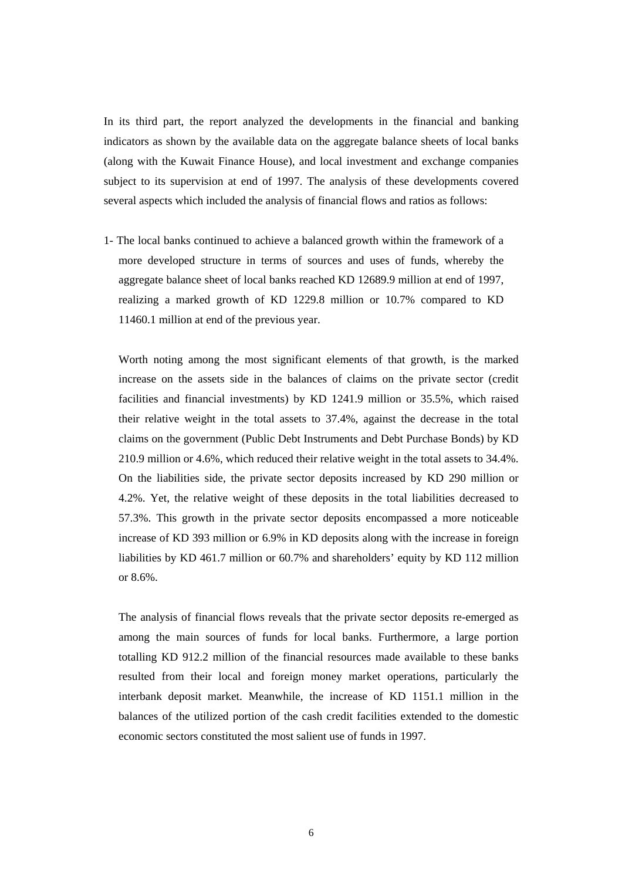In its third part, the report analyzed the developments in the financial and banking indicators as shown by the available data on the aggregate balance sheets of local banks (along with the Kuwait Finance House), and local investment and exchange companies subject to its supervision at end of 1997. The analysis of these developments covered several aspects which included the analysis of financial flows and ratios as follows:

1- The local banks continued to achieve a balanced growth within the framework of a more developed structure in terms of sources and uses of funds, whereby the aggregate balance sheet of local banks reached KD 12689.9 million at end of 1997, realizing a marked growth of KD 1229.8 million or 10.7% compared to KD 11460.1 million at end of the previous year.

   Worth noting among the most significant elements of that growth, is the marked increase on the assets side in the balances of claims on the private sector (credit facilities and financial investments) by KD 1241.9 million or 35.5%, which raised their relative weight in the total assets to 37.4%, against the decrease in the total claims on the government (Public Debt Instruments and Debt Purchase Bonds) by KD 210.9 million or 4.6%, which reduced their relative weight in the total assets to 34.4%. On the liabilities side, the private sector deposits increased by KD 290 million or 4.2%. Yet, the relative weight of these deposits in the total liabilities decreased to 57.3%. This growth in the private sector deposits encompassed a more noticeable increase of KD 393 million or 6.9% in KD deposits along with the increase in foreign liabilities by KD 461.7 million or 60.7% and shareholders' equity by KD 112 million or 8.6%.

   The analysis of financial flows reveals that the private sector deposits re-emerged as among the main sources of funds for local banks. Furthermore, a large portion totalling KD 912.2 million of the financial resources made available to these banks resulted from their local and foreign money market operations, particularly the interbank deposit market. Meanwhile, the increase of KD 1151.1 million in the balances of the utilized portion of the cash credit facilities extended to the domestic economic sectors constituted the most salient use of funds in 1997.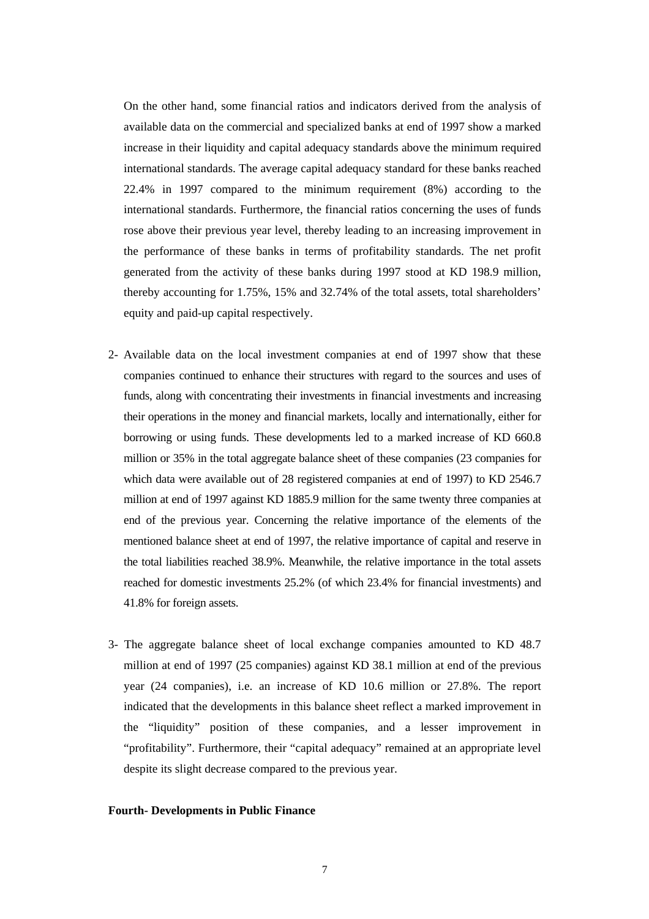On the other hand, some financial ratios and indicators derived from the analysis of available data on the commercial and specialized banks at end of 1997 show a marked increase in their liquidity and capital adequacy standards above the minimum required international standards. The average capital adequacy standard for these banks reached 22.4% in 1997 compared to the minimum requirement (8%) according to the international standards. Furthermore, the financial ratios concerning the uses of funds rose above their previous year level, thereby leading to an increasing improvement in the performance of these banks in terms of profitability standards. The net profit generated from the activity of these banks during 1997 stood at KD 198.9 million, thereby accounting for 1.75%, 15% and 32.74% of the total assets, total shareholders' equity and paid-up capital respectively.

2- Available data on the local investment companies at end of 1997 show that these companies continued to enhance their structures with regard to the sources and uses of funds, along with concentrating their investments in financial investments and increasing their operations in the money and financial markets, locally and internationally, either for borrowing or using funds. These developments led to a marked increase of KD 660.8 million or 35% in the total aggregate balance sheet of these companies (23 companies for which data were available out of 28 registered companies at end of 1997) to KD 2546.7 million at end of 1997 against KD 1885.9 million for the same twenty three companies at end of the previous year. Concerning the relative importance of the elements of the mentioned balance sheet at end of 1997, the relative importance of capital and reserve in the total liabilities reached 38.9%. Meanwhile, the relative importance in the total assets reached for domestic investments 25.2% (of which 23.4% for financial investments) and 41.8% for foreign assets.

3- The aggregate balance sheet of local exchange companies amounted to KD 48.7 million at end of 1997 (25 companies) against KD 38.1 million at end of the previous year (24 companies), i.e. an increase of KD 10.6 million or 27.8%. The report indicated that the developments in this balance sheet reflect a marked improvement in the "liquidity" position of these companies, and a lesser improvement in "profitability". Furthermore, their "capital adequacy" remained at an appropriate level despite its slight decrease compared to the previous year.

**Fourth- Developments in Public Finance**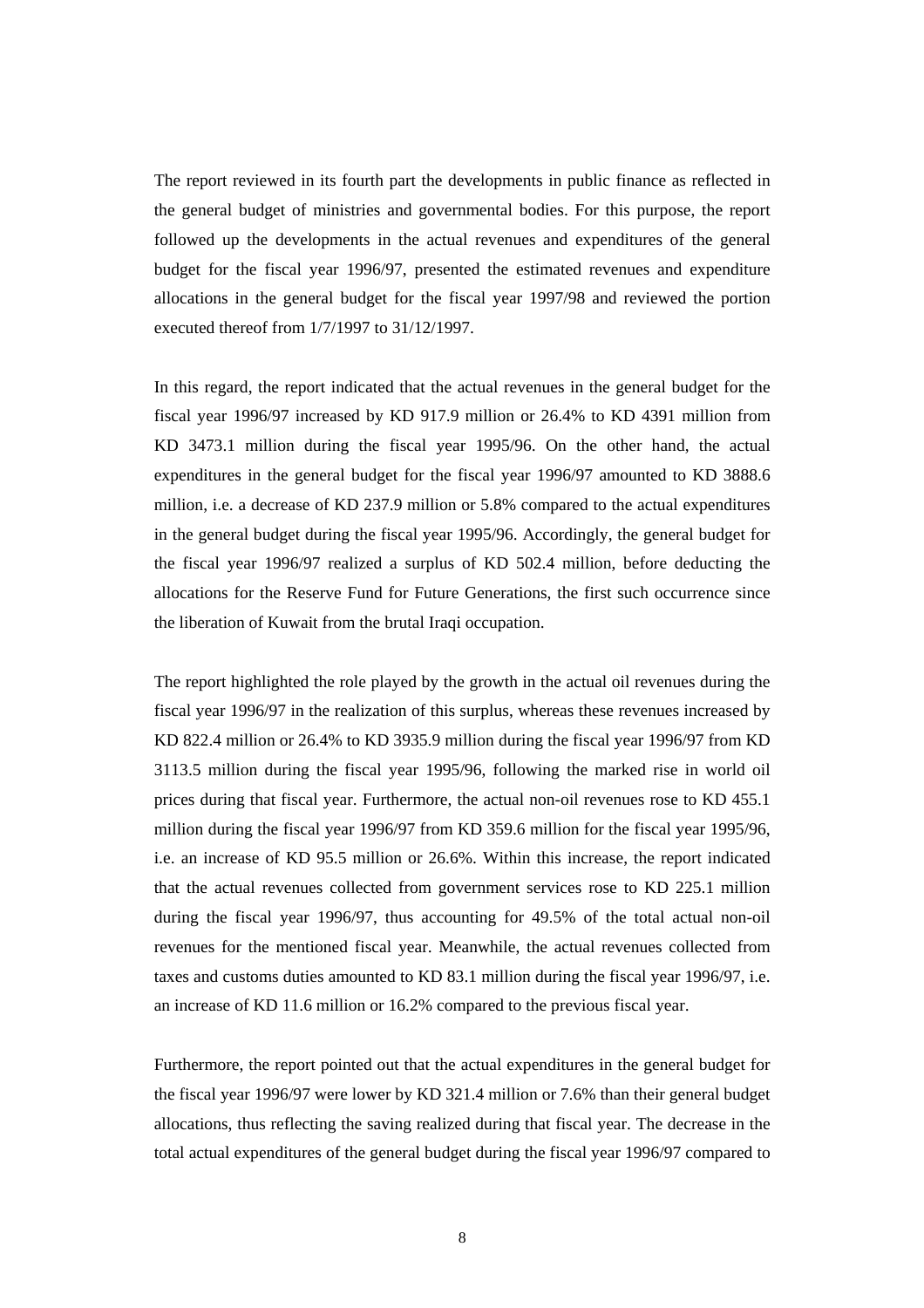The report reviewed in its fourth part the developments in public finance as reflected in the general budget of ministries and governmental bodies. For this purpose, the report followed up the developments in the actual revenues and expenditures of the general budget for the fiscal year 1996/97, presented the estimated revenues and expenditure allocations in the general budget for the fiscal year 1997/98 and reviewed the portion executed thereof from 1/7/1997 to 31/12/1997.

In this regard, the report indicated that the actual revenues in the general budget for the fiscal year 1996/97 increased by KD 917.9 million or 26.4% to KD 4391 million from KD 3473.1 million during the fiscal year 1995/96. On the other hand, the actual expenditures in the general budget for the fiscal year 1996/97 amounted to KD 3888.6 million, i.e. a decrease of KD 237.9 million or 5.8% compared to the actual expenditures in the general budget during the fiscal year 1995/96. Accordingly, the general budget for the fiscal year 1996/97 realized a surplus of KD 502.4 million, before deducting the allocations for the Reserve Fund for Future Generations, the first such occurrence since the liberation of Kuwait from the brutal Iraqi occupation.

The report highlighted the role played by the growth in the actual oil revenues during the fiscal year 1996/97 in the realization of this surplus, whereas these revenues increased by KD 822.4 million or 26.4% to KD 3935.9 million during the fiscal year 1996/97 from KD 3113.5 million during the fiscal year 1995/96, following the marked rise in world oil prices during that fiscal year. Furthermore, the actual non-oil revenues rose to KD 455.1 million during the fiscal year 1996/97 from KD 359.6 million for the fiscal year 1995/96, i.e. an increase of KD 95.5 million or 26.6%. Within this increase, the report indicated that the actual revenues collected from government services rose to KD 225.1 million during the fiscal year 1996/97, thus accounting for 49.5% of the total actual non-oil revenues for the mentioned fiscal year. Meanwhile, the actual revenues collected from taxes and customs duties amounted to KD 83.1 million during the fiscal year 1996/97, i.e. an increase of KD 11.6 million or 16.2% compared to the previous fiscal year.

Furthermore, the report pointed out that the actual expenditures in the general budget for the fiscal year 1996/97 were lower by KD 321.4 million or 7.6% than their general budget allocations, thus reflecting the saving realized during that fiscal year. The decrease in the total actual expenditures of the general budget during the fiscal year 1996/97 compared to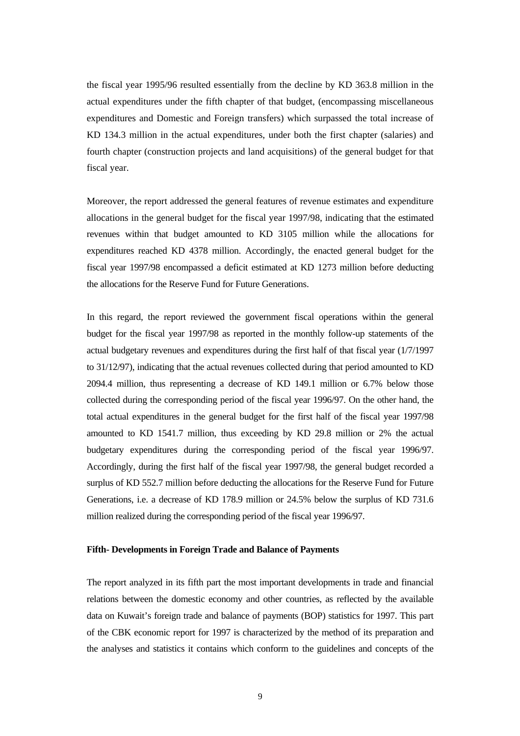the fiscal year 1995/96 resulted essentially from the decline by KD 363.8 million in the actual expenditures under the fifth chapter of that budget, (encompassing miscellaneous expenditures and Domestic and Foreign transfers) which surpassed the total increase of KD 134.3 million in the actual expenditures, under both the first chapter (salaries) and fourth chapter (construction projects and land acquisitions) of the general budget for that fiscal year.

Moreover, the report addressed the general features of revenue estimates and expenditure allocations in the general budget for the fiscal year 1997/98, indicating that the estimated revenues within that budget amounted to KD 3105 million while the allocations for expenditures reached KD 4378 million. Accordingly, the enacted general budget for the fiscal year 1997/98 encompassed a deficit estimated at KD 1273 million before deducting the allocations for the Reserve Fund for Future Generations.

In this regard, the report reviewed the government fiscal operations within the general budget for the fiscal year 1997/98 as reported in the monthly follow-up statements of the actual budgetary revenues and expenditures during the first half of that fiscal year (1/7/1997 to 31/12/97), indicating that the actual revenues collected during that period amounted to KD 2094.4 million, thus representing a decrease of KD 149.1 million or 6.7% below those collected during the corresponding period of the fiscal year 1996/97. On the other hand, the total actual expenditures in the general budget for the first half of the fiscal year 1997/98 amounted to KD 1541.7 million, thus exceeding by KD 29.8 million or 2% the actual budgetary expenditures during the corresponding period of the fiscal year 1996/97. Accordingly, during the first half of the fiscal year 1997/98, the general budget recorded a surplus of KD 552.7 million before deducting the allocations for the Reserve Fund for Future Generations, i.e. a decrease of KD 178.9 million or 24.5% below the surplus of KD 731.6 million realized during the corresponding period of the fiscal year 1996/97.

**Fifth- Developments in Foreign Trade and Balance of Payments**

The report analyzed in its fifth part the most important developments in trade and financial relations between the domestic economy and other countries, as reflected by the available data on Kuwait's foreign trade and balance of payments (BOP) statistics for 1997. This part of the CBK economic report for 1997 is characterized by the method of its preparation and the analyses and statistics it contains which conform to the guidelines and concepts of the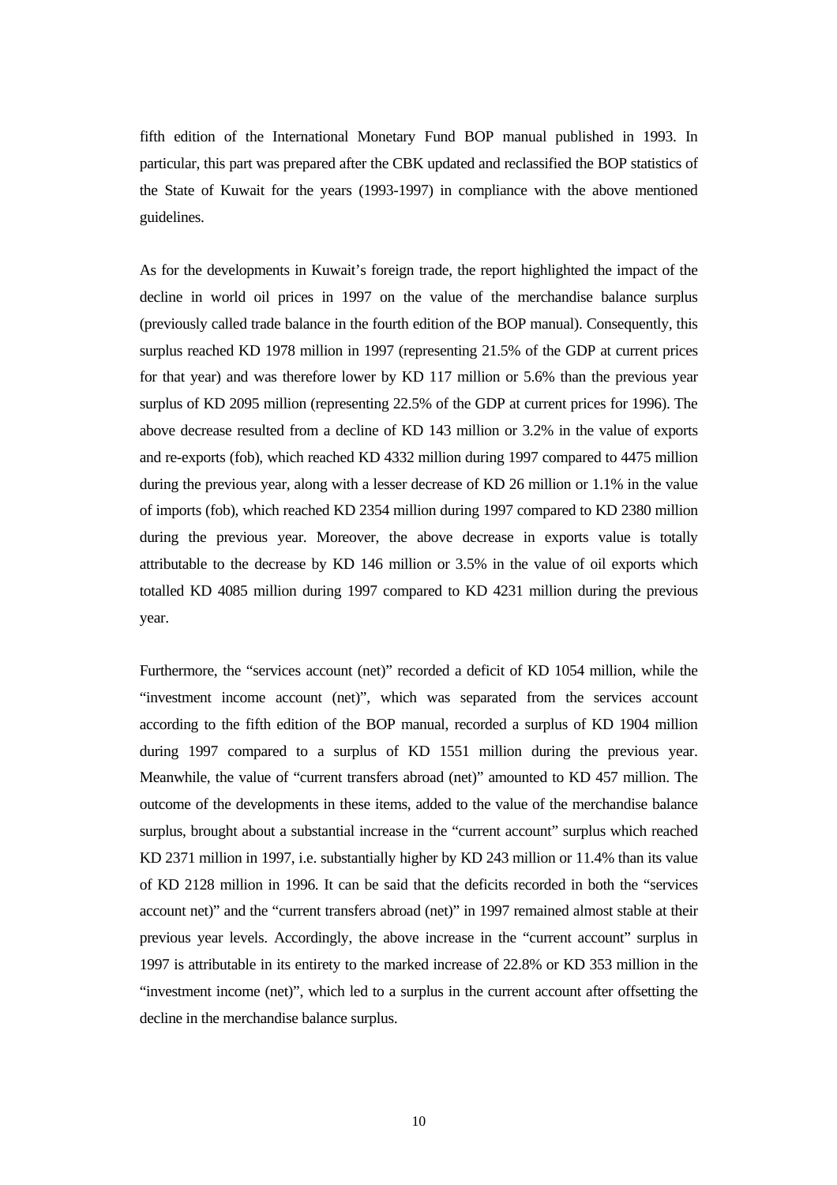fifth edition of the International Monetary Fund BOP manual published in 1993. In particular, this part was prepared after the CBK updated and reclassified the BOP statistics of the State of Kuwait for the years (1993-1997) in compliance with the above mentioned guidelines.

As for the developments in Kuwait's foreign trade, the report highlighted the impact of the decline in world oil prices in 1997 on the value of the merchandise balance surplus (previously called trade balance in the fourth edition of the BOP manual). Consequently, this surplus reached KD 1978 million in 1997 (representing 21.5% of the GDP at current prices for that year) and was therefore lower by KD 117 million or 5.6% than the previous year surplus of KD 2095 million (representing 22.5% of the GDP at current prices for 1996). The above decrease resulted from a decline of KD 143 million or 3.2% in the value of exports and re-exports (fob), which reached KD 4332 million during 1997 compared to 4475 million during the previous year, along with a lesser decrease of KD 26 million or 1.1% in the value of imports (fob), which reached KD 2354 million during 1997 compared to KD 2380 million during the previous year. Moreover, the above decrease in exports value is totally attributable to the decrease by KD 146 million or 3.5% in the value of oil exports which totalled KD 4085 million during 1997 compared to KD 4231 million during the previous year.

Furthermore, the "services account (net)" recorded a deficit of KD 1054 million, while the "investment income account (net)", which was separated from the services account according to the fifth edition of the BOP manual, recorded a surplus of KD 1904 million during 1997 compared to a surplus of KD 1551 million during the previous year. Meanwhile, the value of "current transfers abroad (net)" amounted to KD 457 million. The outcome of the developments in these items, added to the value of the merchandise balance surplus, brought about a substantial increase in the "current account" surplus which reached KD 2371 million in 1997, i.e. substantially higher by KD 243 million or 11.4% than its value of KD 2128 million in 1996. It can be said that the deficits recorded in both the "services account net)" and the "current transfers abroad (net)" in 1997 remained almost stable at their previous year levels. Accordingly, the above increase in the "current account" surplus in 1997 is attributable in its entirety to the marked increase of 22.8% or KD 353 million in the "investment income (net)", which led to a surplus in the current account after offsetting the decline in the merchandise balance surplus.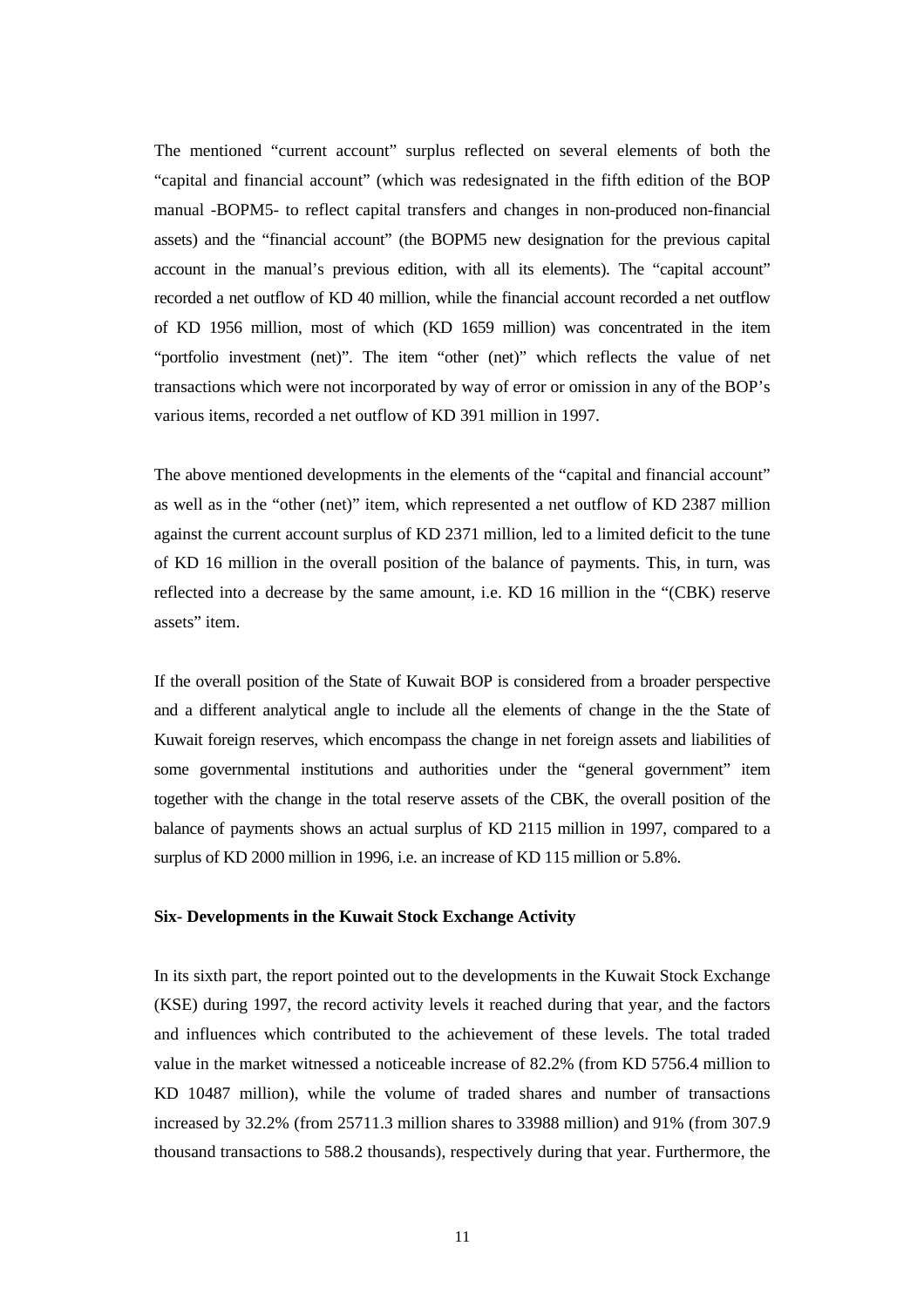The mentioned "current account" surplus reflected on several elements of both the "capital and financial account" (which was redesignated in the fifth edition of the BOP manual -BOPM5- to reflect capital transfers and changes in non-produced non-financial assets) and the "financial account" (the BOPM5 new designation for the previous capital account in the manual's previous edition, with all its elements). The "capital account" recorded a net outflow of KD 40 million, while the financial account recorded a net outflow of KD 1956 million, most of which (KD 1659 million) was concentrated in the item "portfolio investment (net)". The item "other (net)" which reflects the value of net transactions which were not incorporated by way of error or omission in any of the BOP's various items, recorded a net outflow of KD 391 million in 1997.

The above mentioned developments in the elements of the "capital and financial account" as well as in the "other (net)" item, which represented a net outflow of KD 2387 million against the current account surplus of KD 2371 million, led to a limited deficit to the tune of KD 16 million in the overall position of the balance of payments. This, in turn, was reflected into a decrease by the same amount, i.e. KD 16 million in the "(CBK) reserve assets" item.

If the overall position of the State of Kuwait BOP is considered from a broader perspective and a different analytical angle to include all the elements of change in the the State of Kuwait foreign reserves, which encompass the change in net foreign assets and liabilities of some governmental institutions and authorities under the "general government" item together with the change in the total reserve assets of the CBK, the overall position of the balance of payments shows an actual surplus of KD 2115 million in 1997, compared to a surplus of KD 2000 million in 1996, i.e. an increase of KD 115 million or 5.8%.

**Six- Developments in the Kuwait Stock Exchange Activity**

In its sixth part, the report pointed out to the developments in the Kuwait Stock Exchange (KSE) during 1997, the record activity levels it reached during that year, and the factors and influences which contributed to the achievement of these levels. The total traded value in the market witnessed a noticeable increase of 82.2% (from KD 5756.4 million to KD 10487 million), while the volume of traded shares and number of transactions increased by 32.2% (from 25711.3 million shares to 33988 million) and 91% (from 307.9 thousand transactions to 588.2 thousands), respectively during that year. Furthermore, the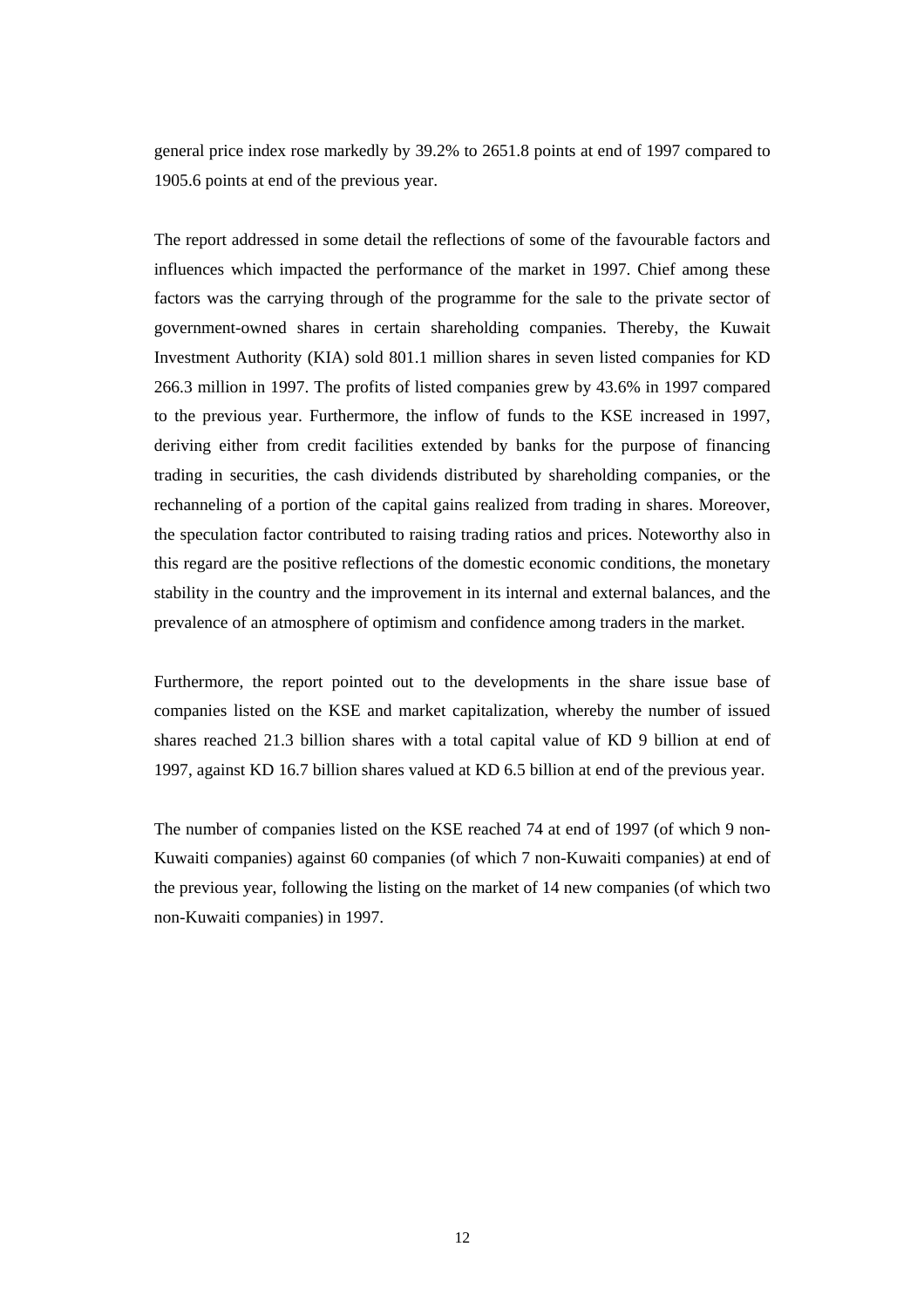general price index rose markedly by 39.2% to 2651.8 points at end of 1997 compared to 1905.6 points at end of the previous year.

The report addressed in some detail the reflections of some of the favourable factors and influences which impacted the performance of the market in 1997. Chief among these factors was the carrying through of the programme for the sale to the private sector of government-owned shares in certain shareholding companies. Thereby, the Kuwait Investment Authority (KIA) sold 801.1 million shares in seven listed companies for KD 266.3 million in 1997. The profits of listed companies grew by 43.6% in 1997 compared to the previous year. Furthermore, the inflow of funds to the KSE increased in 1997, deriving either from credit facilities extended by banks for the purpose of financing trading in securities, the cash dividends distributed by shareholding companies, or the rechanneling of a portion of the capital gains realized from trading in shares. Moreover, the speculation factor contributed to raising trading ratios and prices. Noteworthy also in this regard are the positive reflections of the domestic economic conditions, the monetary stability in the country and the improvement in its internal and external balances, and the prevalence of an atmosphere of optimism and confidence among traders in the market.

Furthermore, the report pointed out to the developments in the share issue base of companies listed on the KSE and market capitalization, whereby the number of issued shares reached 21.3 billion shares with a total capital value of KD 9 billion at end of 1997, against KD 16.7 billion shares valued at KD 6.5 billion at end of the previous year.

The number of companies listed on the KSE reached 74 at end of 1997 (of which 9 non-Kuwaiti companies) against 60 companies (of which 7 non-Kuwaiti companies) at end of the previous year, following the listing on the market of 14 new companies (of which two non-Kuwaiti companies) in 1997.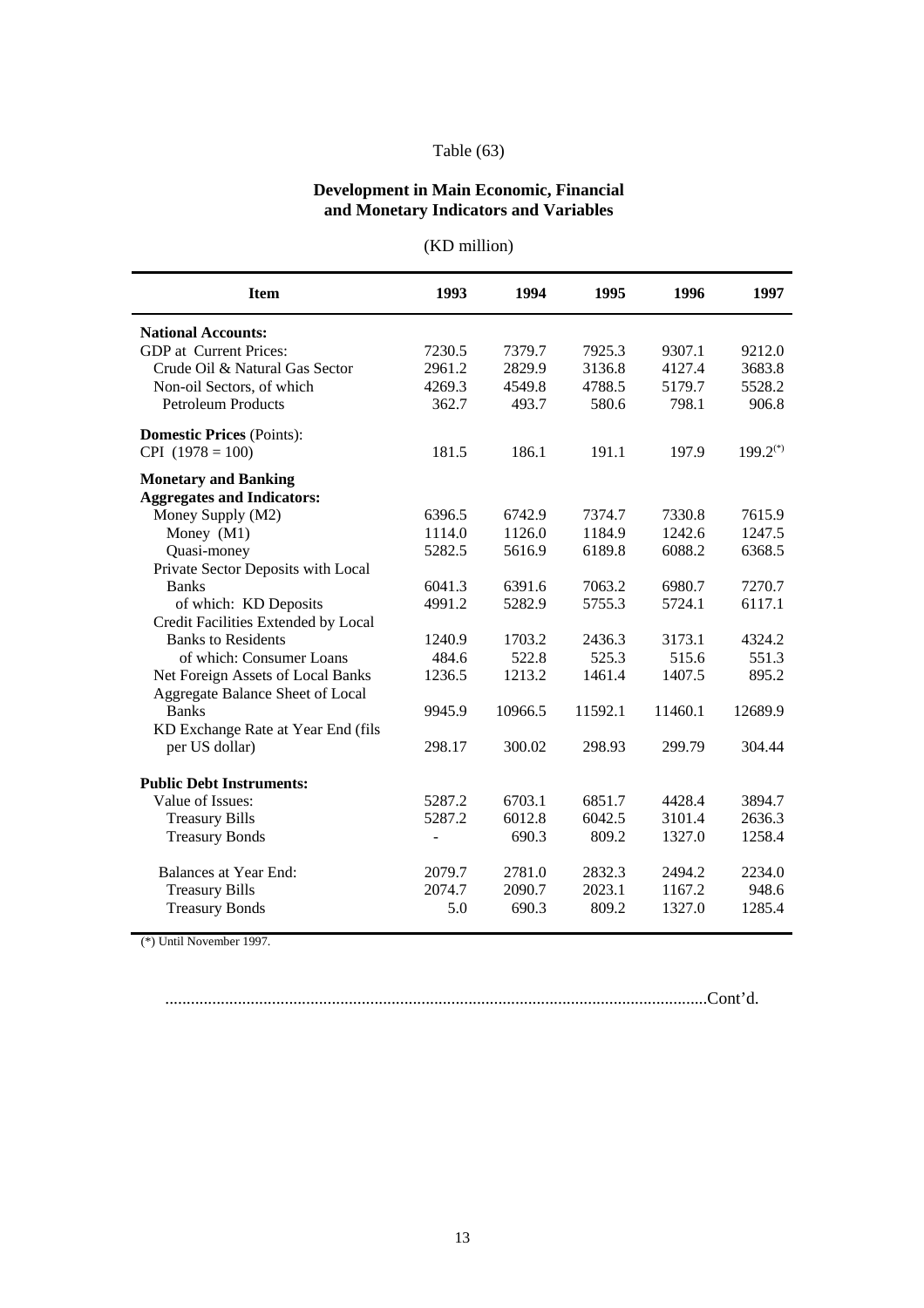Table (63)

**Development in Main Economic, Financial and Monetary Indicators and Variables**

(KD million)

| Item | 1993 | 1994 | 1995 | 1996 | 1997 |
|---|---|---|---|---|---|
| **National Accounts:** | | | | | |
| GDP at Current Prices: | 7230.5 | 7379.7 | 7925.3 | 9307.1 | 9212.0 |
| Crude Oil & Natural Gas Sector | 2961.2 | 2829.9 | 3136.8 | 4127.4 | 3683.8 |
| Non-oil Sectors, of which | 4269.3 | 4549.8 | 4788.5 | 5179.7 | 5528.2 |
| Petroleum Products | 362.7 | 493.7 | 580.6 | 798.1 | 906.8 |
| **Domestic Prices** (Points): | | | | | |
| CPI (1978 = 100) | 181.5 | 186.1 | 191.1 | 197.9 | 199.2(*) |
| **Monetary and Banking Aggregates and Indicators:** | | | | | |
| Money Supply (M2) | 6396.5 | 6742.9 | 7374.7 | 7330.8 | 7615.9 |
| Money (M1) | 1114.0 | 1126.0 | 1184.9 | 1242.6 | 1247.5 |
| Quasi-money | 5282.5 | 5616.9 | 6189.8 | 6088.2 | 6368.5 |
| Private Sector Deposits with Local Banks | 6041.3 | 6391.6 | 7063.2 | 6980.7 | 7270.7 |
| of which: KD Deposits | 4991.2 | 5282.9 | 5755.3 | 5724.1 | 6117.1 |
| Credit Facilities Extended by Local Banks to Residents | 1240.9 | 1703.2 | 2436.3 | 3173.1 | 4324.2 |
| of which: Consumer Loans | 484.6 | 522.8 | 525.3 | 515.6 | 551.3 |
| Net Foreign Assets of Local Banks | 1236.5 | 1213.2 | 1461.4 | 1407.5 | 895.2 |
| Aggregate Balance Sheet of Local Banks | 9945.9 | 10966.5 | 11592.1 | 11460.1 | 12689.9 |
| KD Exchange Rate at Year End (fils per US dollar) | 298.17 | 300.02 | 298.93 | 299.79 | 304.44 |
| **Public Debt Instruments:** | | | | | |
| Value of Issues: | 5287.2 | 6703.1 | 6851.7 | 4428.4 | 3894.7 |
| Treasury Bills | 5287.2 | 6012.8 | 6042.5 | 3101.4 | 2636.3 |
| Treasury Bonds | - | 690.3 | 809.2 | 1327.0 | 1258.4 |
| Balances at Year End: | 2079.7 | 2781.0 | 2832.3 | 2494.2 | 2234.0 |
| Treasury Bills | 2074.7 | 2090.7 | 2023.1 | 1167.2 | 948.6 |
| Treasury Bonds | 5.0 | 690.3 | 809.2 | 1327.0 | 1285.4 |

(*) Until November 1997.

...........................................................................................................................Cont'd.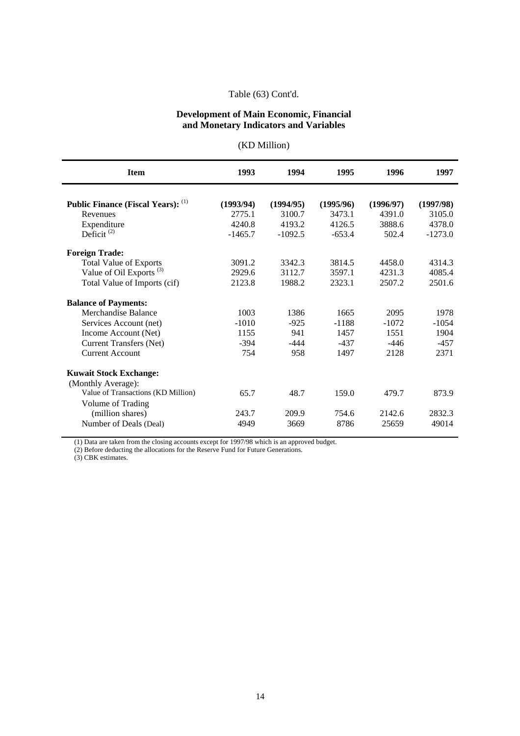Table (63) Cont'd.

**Development of Main Economic, Financial and Monetary Indicators and Variables**

(KD Million)

| Item | 1993 | 1994 | 1995 | 1996 | 1997 |
|---|---|---|---|---|---|
| **Public Finance (Fiscal Years):** [1] | **(1993/94)** | **(1994/95)** | **(1995/96)** | **(1996/97)** | **(1997/98)** |
| Revenues | 2775.1 | 3100.7 | 3473.1 | 4391.0 | 3105.0 |
| Expenditure | 4240.8 | 4193.2 | 4126.5 | 3888.6 | 4378.0 |
| Deficit [2] | -1465.7 | -1092.5 | -653.4 | 502.4 | -1273.0 |
| **Foreign Trade:** | | | | | |
| Total Value of Exports | 3091.2 | 3342.3 | 3814.5 | 4458.0 | 4314.3 |
| Value of Oil Exports [3] | 2929.6 | 3112.7 | 3597.1 | 4231.3 | 4085.4 |
| Total Value of Imports (cif) | 2123.8 | 1988.2 | 2323.1 | 2507.2 | 2501.6 |
| **Balance of Payments:** | | | | | |
| Merchandise Balance | 1003 | 1386 | 1665 | 2095 | 1978 |
| Services Account (net) | -1010 | -925 | -1188 | -1072 | -1054 |
| Income Account (Net) | 1155 | 941 | 1457 | 1551 | 1904 |
| Current Transfers (Net) | -394 | -444 | -437 | -446 | -457 |
| Current Account | 754 | 958 | 1497 | 2128 | 2371 |
| **Kuwait Stock Exchange:** (Monthly Average): | | | | | |
| Value of Transactions (KD Million) | 65.7 | 48.7 | 159.0 | 479.7 | 873.9 |
| Volume of Trading (million shares) | 243.7 | 209.9 | 754.6 | 2142.6 | 2832.3 |
| Number of Deals (Deal) | 4949 | 3669 | 8786 | 25659 | 49014 |

(1) Data are taken from the closing accounts except for 1997/98 which is an approved budget.
(2) Before deducting the allocations for the Reserve Fund for Future Generations.
(3) CBK estimates.